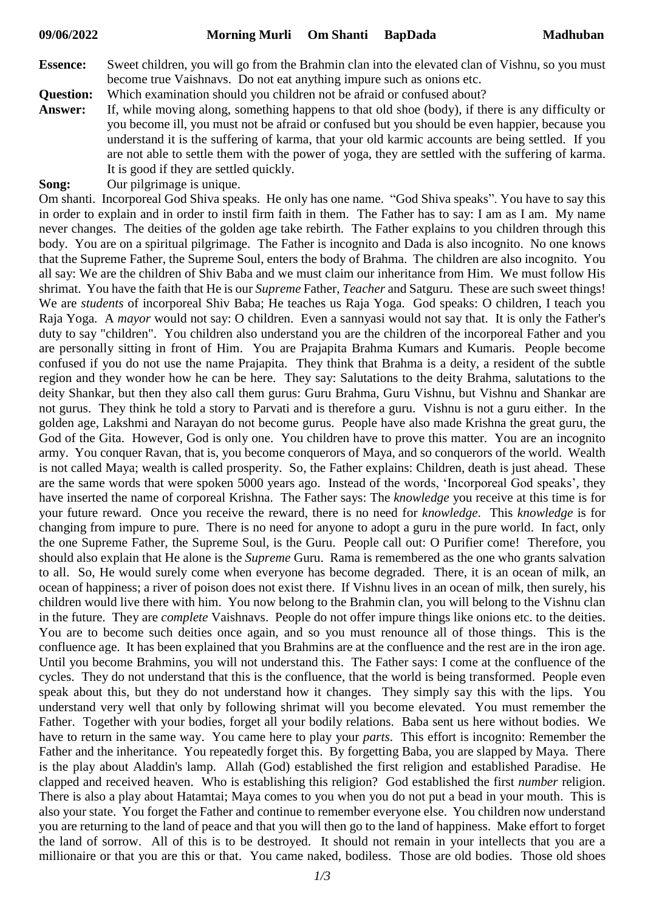**09/06/2022 Morning Murli Om Shanti BapDada Madhuban**

**Essence:** Sweet children, you will go from the Brahmin clan into the elevated clan of Vishnu, so you must become true Vaishnavs. Do not eat anything impure such as onions etc.

**Question:** Which examination should you children not be afraid or confused about?

**Answer:** If, while moving along, something happens to that old shoe (body), if there is any difficulty or you become ill, you must not be afraid or confused but you should be even happier, because you understand it is the suffering of karma, that your old karmic accounts are being settled. If you are not able to settle them with the power of yoga, they are settled with the suffering of karma. It is good if they are settled quickly.

**Song:** Our pilgrimage is unique.

Om shanti. Incorporeal God Shiva speaks. He only has one name. "God Shiva speaks". You have to say this in order to explain and in order to instil firm faith in them. The Father has to say: I am as I am. My name never changes. The deities of the golden age take rebirth. The Father explains to you children through this body. You are on a spiritual pilgrimage. The Father is incognito and Dada is also incognito. No one knows that the Supreme Father, the Supreme Soul, enters the body of Brahma. The children are also incognito. You all say: We are the children of Shiv Baba and we must claim our inheritance from Him. We must follow His shrimat. You have the faith that He is our *Supreme* Father, *Teacher* and Satguru. These are such sweet things! We are *students* of incorporeal Shiv Baba; He teaches us Raja Yoga. God speaks: O children, I teach you Raja Yoga. A *mayor* would not say: O children. Even a sannyasi would not say that. It is only the Father's duty to say "children". You children also understand you are the children of the incorporeal Father and you are personally sitting in front of Him. You are Prajapita Brahma Kumars and Kumaris. People become confused if you do not use the name Prajapita. They think that Brahma is a deity, a resident of the subtle region and they wonder how he can be here. They say: Salutations to the deity Brahma, salutations to the deity Shankar, but then they also call them gurus: Guru Brahma, Guru Vishnu, but Vishnu and Shankar are not gurus. They think he told a story to Parvati and is therefore a guru. Vishnu is not a guru either. In the golden age, Lakshmi and Narayan do not become gurus. People have also made Krishna the great guru, the God of the Gita. However, God is only one. You children have to prove this matter. You are an incognito army. You conquer Ravan, that is, you become conquerors of Maya, and so conquerors of the world. Wealth is not called Maya; wealth is called prosperity. So, the Father explains: Children, death is just ahead. These are the same words that were spoken 5000 years ago. Instead of the words, 'Incorporeal God speaks', they have inserted the name of corporeal Krishna. The Father says: The *knowledge* you receive at this time is for your future reward. Once you receive the reward, there is no need for *knowledge*. This *knowledge* is for changing from impure to pure. There is no need for anyone to adopt a guru in the pure world. In fact, only the one Supreme Father, the Supreme Soul, is the Guru. People call out: O Purifier come! Therefore, you should also explain that He alone is the *Supreme* Guru. Rama is remembered as the one who grants salvation to all. So, He would surely come when everyone has become degraded. There, it is an ocean of milk, an ocean of happiness; a river of poison does not exist there. If Vishnu lives in an ocean of milk, then surely, his children would live there with him. You now belong to the Brahmin clan, you will belong to the Vishnu clan in the future. They are *complete* Vaishnavs. People do not offer impure things like onions etc. to the deities. You are to become such deities once again, and so you must renounce all of those things. This is the confluence age. It has been explained that you Brahmins are at the confluence and the rest are in the iron age. Until you become Brahmins, you will not understand this. The Father says: I come at the confluence of the cycles. They do not understand that this is the confluence, that the world is being transformed. People even speak about this, but they do not understand how it changes. They simply say this with the lips. You understand very well that only by following shrimat will you become elevated. You must remember the Father. Together with your bodies, forget all your bodily relations. Baba sent us here without bodies. We have to return in the same way. You came here to play your *parts*. This effort is incognito: Remember the Father and the inheritance. You repeatedly forget this. By forgetting Baba, you are slapped by Maya. There is the play about Aladdin's lamp. Allah (God) established the first religion and established Paradise. He clapped and received heaven. Who is establishing this religion? God established the first *number* religion. There is also a play about Hatamtai; Maya comes to you when you do not put a bead in your mouth. This is also your state. You forget the Father and continue to remember everyone else. You children now understand you are returning to the land of peace and that you will then go to the land of happiness. Make effort to forget the land of sorrow. All of this is to be destroyed. It should not remain in your intellects that you are a millionaire or that you are this or that. You came naked, bodiless. Those are old bodies. Those old shoes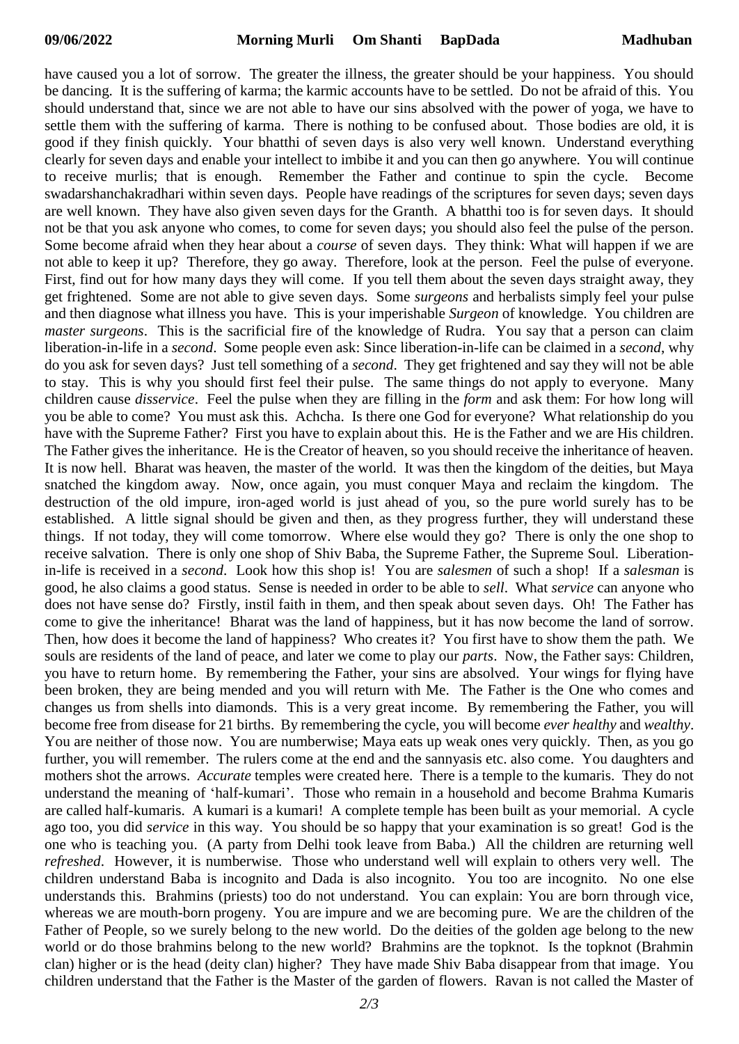have caused you a lot of sorrow. The greater the illness, the greater should be your happiness. You should be dancing. It is the suffering of karma; the karmic accounts have to be settled. Do not be afraid of this. You should understand that, since we are not able to have our sins absolved with the power of yoga, we have to settle them with the suffering of karma. There is nothing to be confused about. Those bodies are old, it is good if they finish quickly. Your bhatthi of seven days is also very well known. Understand everything clearly for seven days and enable your intellect to imbibe it and you can then go anywhere. You will continue to receive murlis; that is enough. Remember the Father and continue to spin the cycle. Become swadarshanchakradhari within seven days. People have readings of the scriptures for seven days; seven days are well known. They have also given seven days for the Granth. A bhatthi too is for seven days. It should not be that you ask anyone who comes, to come for seven days; you should also feel the pulse of the person. Some become afraid when they hear about a *course* of seven days. They think: What will happen if we are not able to keep it up? Therefore, they go away. Therefore, look at the person. Feel the pulse of everyone. First, find out for how many days they will come. If you tell them about the seven days straight away, they get frightened. Some are not able to give seven days. Some *surgeons* and herbalists simply feel your pulse and then diagnose what illness you have. This is your imperishable *Surgeon* of knowledge. You children are *master surgeons*. This is the sacrificial fire of the knowledge of Rudra. You say that a person can claim liberation-in-life in a *second*. Some people even ask: Since liberation-in-life can be claimed in a *second*, why do you ask for seven days? Just tell something of a *second*. They get frightened and say they will not be able to stay. This is why you should first feel their pulse. The same things do not apply to everyone. Many children cause *disservice*. Feel the pulse when they are filling in the *form* and ask them: For how long will you be able to come? You must ask this. Achcha. Is there one God for everyone? What relationship do you have with the Supreme Father? First you have to explain about this. He is the Father and we are His children. The Father gives the inheritance. He is the Creator of heaven, so you should receive the inheritance of heaven. It is now hell. Bharat was heaven, the master of the world. It was then the kingdom of the deities, but Maya snatched the kingdom away. Now, once again, you must conquer Maya and reclaim the kingdom. The destruction of the old impure, iron-aged world is just ahead of you, so the pure world surely has to be established. A little signal should be given and then, as they progress further, they will understand these things. If not today, they will come tomorrow. Where else would they go? There is only the one shop to receive salvation. There is only one shop of Shiv Baba, the Supreme Father, the Supreme Soul. Liberation-in-life is received in a *second*. Look how this shop is! You are *salesmen* of such a shop! If a *salesman* is good, he also claims a good status. Sense is needed in order to be able to *sell*. What *service* can anyone who does not have sense do? Firstly, instil faith in them, and then speak about seven days. Oh! The Father has come to give the inheritance! Bharat was the land of happiness, but it has now become the land of sorrow. Then, how does it become the land of happiness? Who creates it? You first have to show them the path. We souls are residents of the land of peace, and later we come to play our *parts*. Now, the Father says: Children, you have to return home. By remembering the Father, your sins are absolved. Your wings for flying have been broken, they are being mended and you will return with Me. The Father is the One who comes and changes us from shells into diamonds. This is a very great income. By remembering the Father, you will become free from disease for 21 births. By remembering the cycle, you will become *ever healthy* and *wealthy*. You are neither of those now. You are numberwise; Maya eats up weak ones very quickly. Then, as you go further, you will remember. The rulers come at the end and the sannyasis etc. also come. You daughters and mothers shot the arrows. *Accurate* temples were created here. There is a temple to the kumaris. They do not understand the meaning of 'half-kumari'. Those who remain in a household and become Brahma Kumaris are called half-kumaris. A kumari is a kumari! A complete temple has been built as your memorial. A cycle ago too, you did *service* in this way. You should be so happy that your examination is so great! God is the one who is teaching you. (A party from Delhi took leave from Baba.) All the children are returning well *refreshed*. However, it is numberwise. Those who understand well will explain to others very well. The children understand Baba is incognito and Dada is also incognito. You too are incognito. No one else understands this. Brahmins (priests) too do not understand. You can explain: You are born through vice, whereas we are mouth-born progeny. You are impure and we are becoming pure. We are the children of the Father of People, so we surely belong to the new world. Do the deities of the golden age belong to the new world or do those brahmins belong to the new world? Brahmins are the topknot. Is the topknot (Brahmin clan) higher or is the head (deity clan) higher? They have made Shiv Baba disappear from that image. You children understand that the Father is the Master of the garden of flowers. Ravan is not called the Master of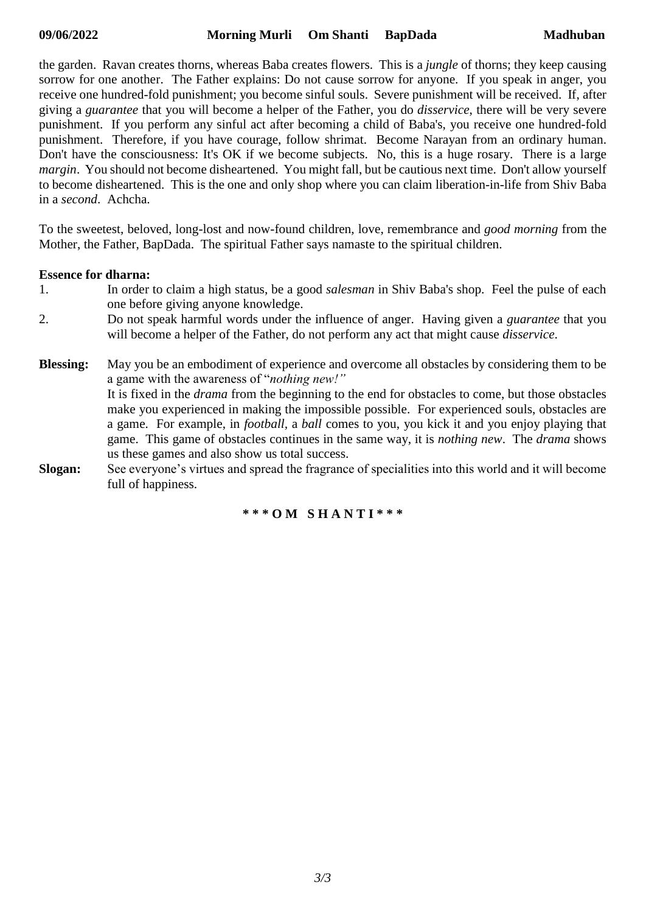the garden. Ravan creates thorns, whereas Baba creates flowers. This is a *jungle* of thorns; they keep causing sorrow for one another. The Father explains: Do not cause sorrow for anyone. If you speak in anger, you receive one hundred-fold punishment; you become sinful souls. Severe punishment will be received. If, after giving a *guarantee* that you will become a helper of the Father, you do *disservice*, there will be very severe punishment. If you perform any sinful act after becoming a child of Baba's, you receive one hundred-fold punishment. Therefore, if you have courage, follow shrimat. Become Narayan from an ordinary human. Don't have the consciousness: It's OK if we become subjects. No, this is a huge rosary. There is a large *margin*. You should not become disheartened. You might fall, but be cautious next time. Don't allow yourself to become disheartened. This is the one and only shop where you can claim liberation-in-life from Shiv Baba in a *second*. Achcha.

To the sweetest, beloved, long-lost and now-found children, love, remembrance and *good morning* from the Mother, the Father, BapDada. The spiritual Father says namaste to the spiritual children.

**Essence for dharna:**

1. In order to claim a high status, be a good *salesman* in Shiv Baba's shop. Feel the pulse of each one before giving anyone knowledge.
2. Do not speak harmful words under the influence of anger. Having given a *guarantee* that you will become a helper of the Father, do not perform any act that might cause *disservice.*

**Blessing:** May you be an embodiment of experience and overcome all obstacles by considering them to be a game with the awareness of "*nothing new!"*

It is fixed in the *drama* from the beginning to the end for obstacles to come, but those obstacles make you experienced in making the impossible possible. For experienced souls, obstacles are a game. For example, in *football*, a *ball* comes to you, you kick it and you enjoy playing that game. This game of obstacles continues in the same way, it is *nothing new*. The *drama* shows us these games and also show us total success.

**Slogan:** See everyone's virtues and spread the fragrance of specialities into this world and it will become full of happiness.

**\* \* \* O M S H A N T I \* \* \***